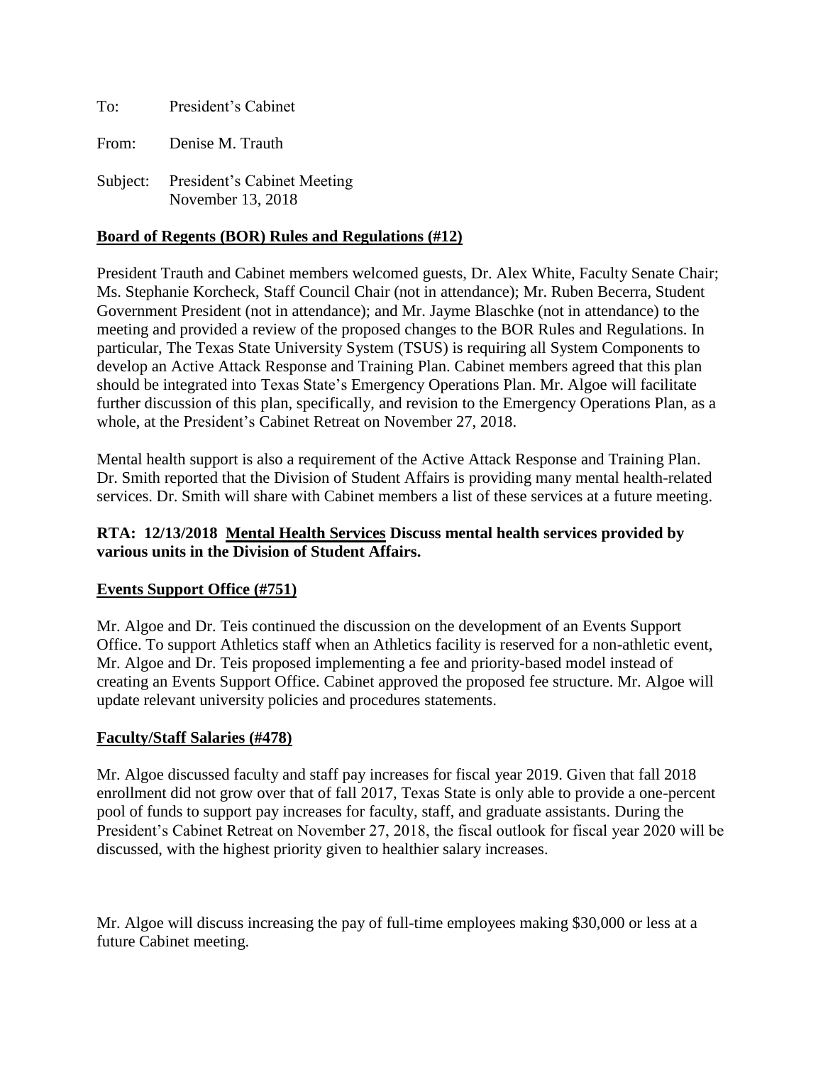To: President's Cabinet

From: Denise M. Trauth

Subject: President's Cabinet Meeting
November 13, 2018

**Board of Regents (BOR) Rules and Regulations (#12)**

President Trauth and Cabinet members welcomed guests, Dr. Alex White, Faculty Senate Chair; Ms. Stephanie Korcheck, Staff Council Chair (not in attendance); Mr. Ruben Becerra, Student Government President (not in attendance); and Mr. Jayme Blaschke (not in attendance) to the meeting and provided a review of the proposed changes to the BOR Rules and Regulations. In particular, The Texas State University System (TSUS) is requiring all System Components to develop an Active Attack Response and Training Plan. Cabinet members agreed that this plan should be integrated into Texas State's Emergency Operations Plan. Mr. Algoe will facilitate further discussion of this plan, specifically, and revision to the Emergency Operations Plan, as a whole, at the President's Cabinet Retreat on November 27, 2018.

Mental health support is also a requirement of the Active Attack Response and Training Plan. Dr. Smith reported that the Division of Student Affairs is providing many mental health-related services. Dr. Smith will share with Cabinet members a list of these services at a future meeting.

**RTA: 12/13/2018 Mental Health Services Discuss mental health services provided by various units in the Division of Student Affairs.**

**Events Support Office (#751)**

Mr. Algoe and Dr. Teis continued the discussion on the development of an Events Support Office. To support Athletics staff when an Athletics facility is reserved for a non-athletic event, Mr. Algoe and Dr. Teis proposed implementing a fee and priority-based model instead of creating an Events Support Office. Cabinet approved the proposed fee structure. Mr. Algoe will update relevant university policies and procedures statements.

**Faculty/Staff Salaries (#478)**

Mr. Algoe discussed faculty and staff pay increases for fiscal year 2019. Given that fall 2018 enrollment did not grow over that of fall 2017, Texas State is only able to provide a one-percent pool of funds to support pay increases for faculty, staff, and graduate assistants. During the President's Cabinet Retreat on November 27, 2018, the fiscal outlook for fiscal year 2020 will be discussed, with the highest priority given to healthier salary increases.

Mr. Algoe will discuss increasing the pay of full-time employees making $30,000 or less at a future Cabinet meeting.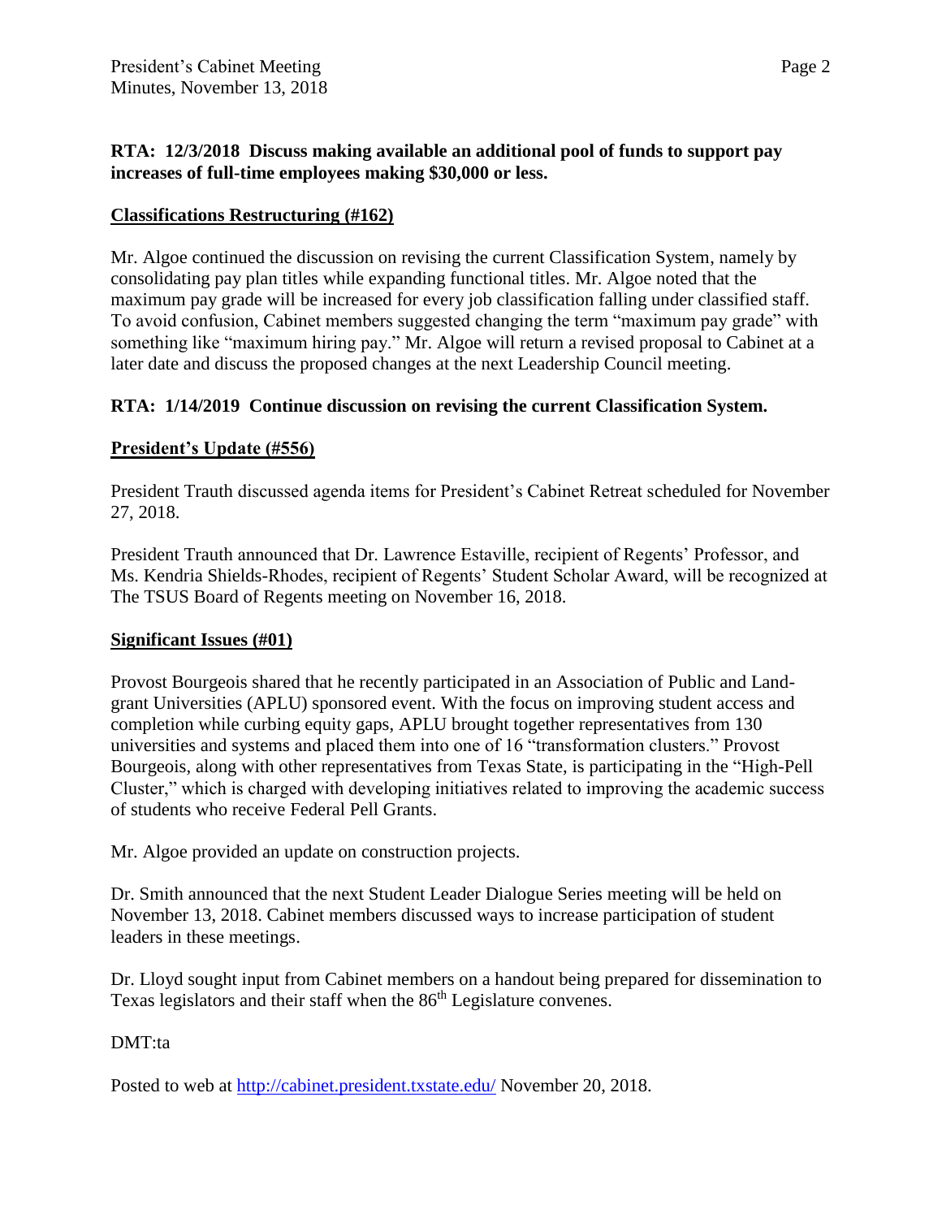**RTA: 12/3/2018 Discuss making available an additional pool of funds to support pay increases of full-time employees making $30,000 or less.**

**Classifications Restructuring (#162)**

Mr. Algoe continued the discussion on revising the current Classification System, namely by consolidating pay plan titles while expanding functional titles. Mr. Algoe noted that the maximum pay grade will be increased for every job classification falling under classified staff. To avoid confusion, Cabinet members suggested changing the term "maximum pay grade" with something like "maximum hiring pay." Mr. Algoe will return a revised proposal to Cabinet at a later date and discuss the proposed changes at the next Leadership Council meeting.

**RTA: 1/14/2019 Continue discussion on revising the current Classification System.**

**President's Update (#556)**

President Trauth discussed agenda items for President's Cabinet Retreat scheduled for November 27, 2018.

President Trauth announced that Dr. Lawrence Estaville, recipient of Regents' Professor, and Ms. Kendria Shields-Rhodes, recipient of Regents' Student Scholar Award, will be recognized at The TSUS Board of Regents meeting on November 16, 2018.

**Significant Issues (#01)**

Provost Bourgeois shared that he recently participated in an Association of Public and Land-grant Universities (APLU) sponsored event. With the focus on improving student access and completion while curbing equity gaps, APLU brought together representatives from 130 universities and systems and placed them into one of 16 "transformation clusters." Provost Bourgeois, along with other representatives from Texas State, is participating in the "High-Pell Cluster," which is charged with developing initiatives related to improving the academic success of students who receive Federal Pell Grants.

Mr. Algoe provided an update on construction projects.

Dr. Smith announced that the next Student Leader Dialogue Series meeting will be held on November 13, 2018. Cabinet members discussed ways to increase participation of student leaders in these meetings.

Dr. Lloyd sought input from Cabinet members on a handout being prepared for dissemination to Texas legislators and their staff when the 86th Legislature convenes.

DMT:ta

Posted to web at http://cabinet.president.txstate.edu/ November 20, 2018.